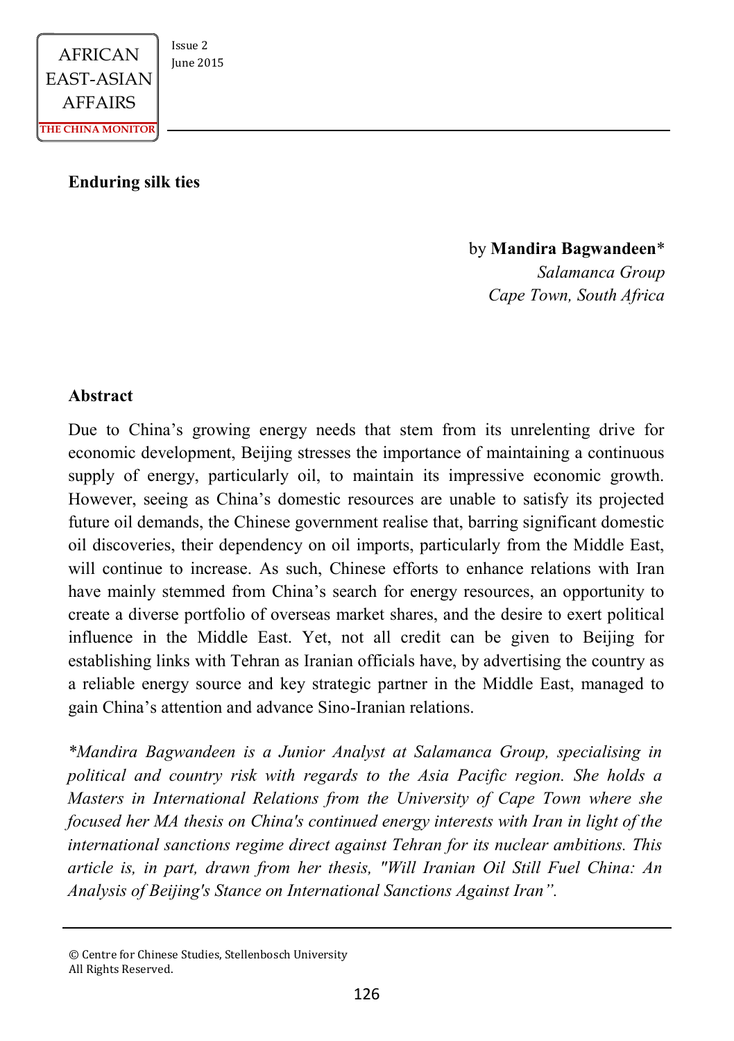# Enduring silk ties

by **Mandira Bagwandeen***
*Salamanca Group*
*Cape Town, South Africa*

## Abstract

Due to China's growing energy needs that stem from its unrelenting drive for economic development, Beijing stresses the importance of maintaining a continuous supply of energy, particularly oil, to maintain its impressive economic growth. However, seeing as China's domestic resources are unable to satisfy its projected future oil demands, the Chinese government realise that, barring significant domestic oil discoveries, their dependency on oil imports, particularly from the Middle East, will continue to increase. As such, Chinese efforts to enhance relations with Iran have mainly stemmed from China's search for energy resources, an opportunity to create a diverse portfolio of overseas market shares, and the desire to exert political influence in the Middle East. Yet, not all credit can be given to Beijing for establishing links with Tehran as Iranian officials have, by advertising the country as a reliable energy source and key strategic partner in the Middle East, managed to gain China's attention and advance Sino-Iranian relations.

**Mandira Bagwandeen is a Junior Analyst at Salamanca Group, specialising in political and country risk with regards to the Asia Pacific region. She holds a Masters in International Relations from the University of Cape Town where she focused her MA thesis on China's continued energy interests with Iran in light of the international sanctions regime direct against Tehran for its nuclear ambitions. This article is, in part, drawn from her thesis, "Will Iranian Oil Still Fuel China: An Analysis of Beijing's Stance on International Sanctions Against Iran".*

© Centre for Chinese Studies, Stellenbosch University
All Rights Reserved.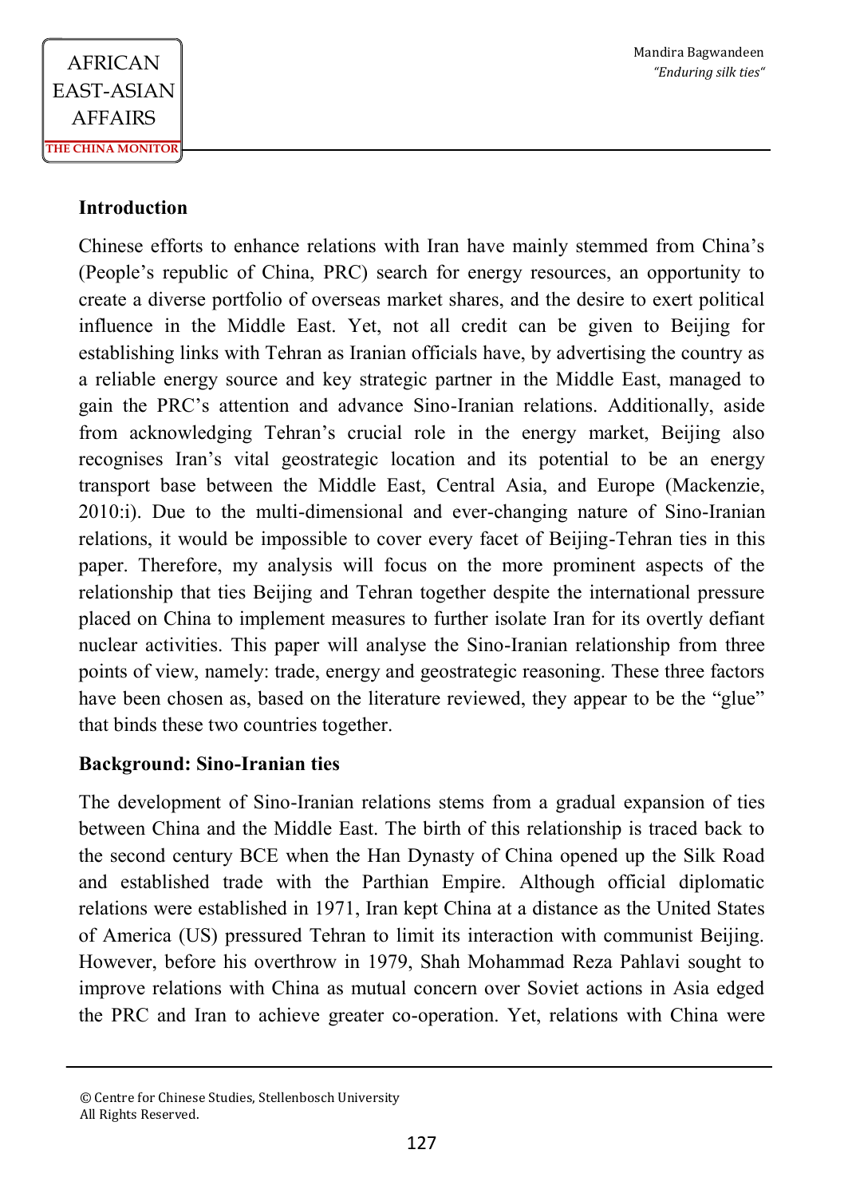**Introduction**

Chinese efforts to enhance relations with Iran have mainly stemmed from China's (People's republic of China, PRC) search for energy resources, an opportunity to create a diverse portfolio of overseas market shares, and the desire to exert political influence in the Middle East. Yet, not all credit can be given to Beijing for establishing links with Tehran as Iranian officials have, by advertising the country as a reliable energy source and key strategic partner in the Middle East, managed to gain the PRC's attention and advance Sino-Iranian relations. Additionally, aside from acknowledging Tehran's crucial role in the energy market, Beijing also recognises Iran's vital geostrategic location and its potential to be an energy transport base between the Middle East, Central Asia, and Europe (Mackenzie, 2010:i). Due to the multi-dimensional and ever-changing nature of Sino-Iranian relations, it would be impossible to cover every facet of Beijing-Tehran ties in this paper. Therefore, my analysis will focus on the more prominent aspects of the relationship that ties Beijing and Tehran together despite the international pressure placed on China to implement measures to further isolate Iran for its overtly defiant nuclear activities. This paper will analyse the Sino-Iranian relationship from three points of view, namely: trade, energy and geostrategic reasoning. These three factors have been chosen as, based on the literature reviewed, they appear to be the "glue" that binds these two countries together.

**Background: Sino-Iranian ties**

The development of Sino-Iranian relations stems from a gradual expansion of ties between China and the Middle East. The birth of this relationship is traced back to the second century BCE when the Han Dynasty of China opened up the Silk Road and established trade with the Parthian Empire. Although official diplomatic relations were established in 1971, Iran kept China at a distance as the United States of America (US) pressured Tehran to limit its interaction with communist Beijing. However, before his overthrow in 1979, Shah Mohammad Reza Pahlavi sought to improve relations with China as mutual concern over Soviet actions in Asia edged the PRC and Iran to achieve greater co-operation. Yet, relations with China were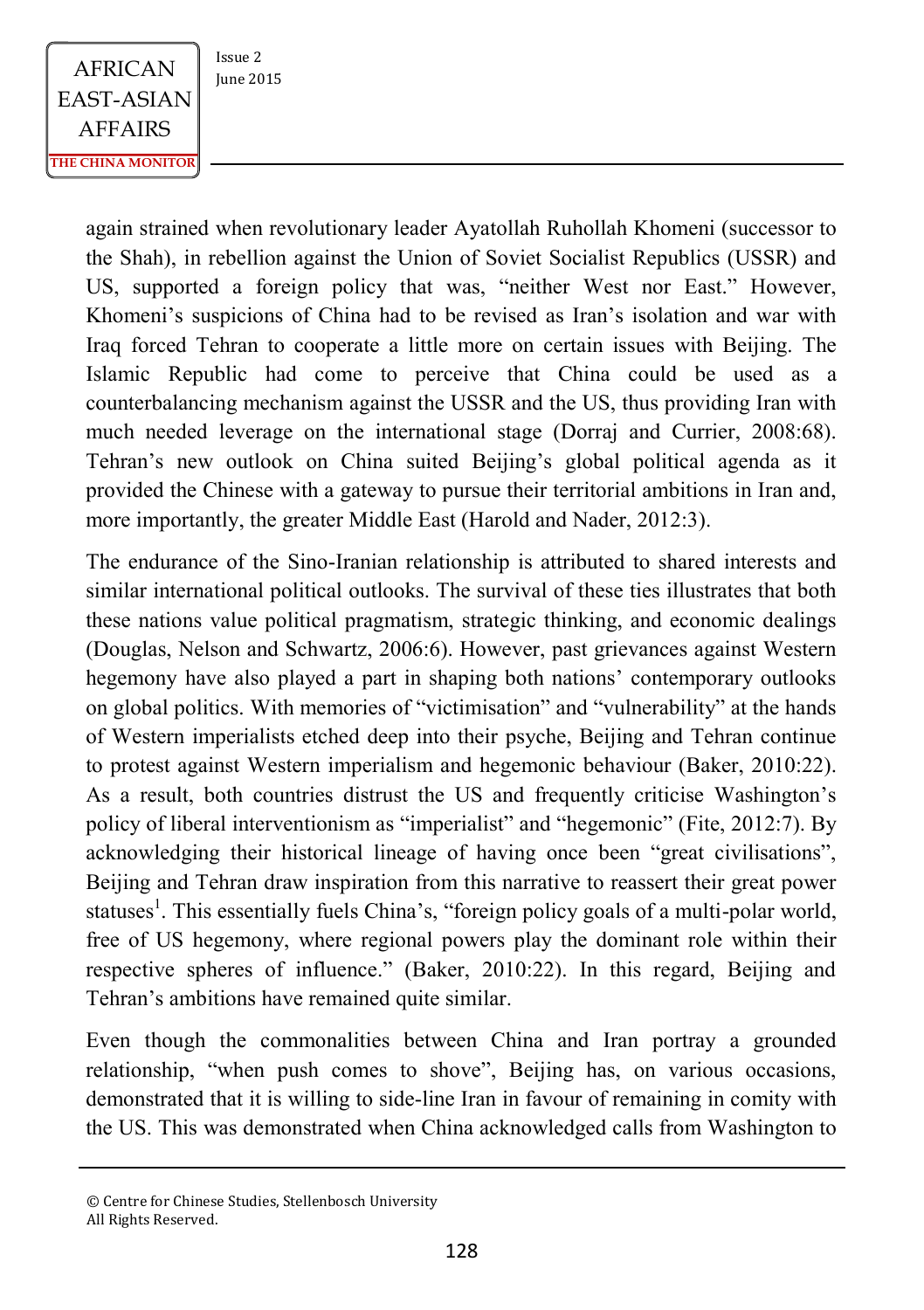again strained when revolutionary leader Ayatollah Ruhollah Khomeni (successor to the Shah), in rebellion against the Union of Soviet Socialist Republics (USSR) and US, supported a foreign policy that was, "neither West nor East." However, Khomeni's suspicions of China had to be revised as Iran's isolation and war with Iraq forced Tehran to cooperate a little more on certain issues with Beijing. The Islamic Republic had come to perceive that China could be used as a counterbalancing mechanism against the USSR and the US, thus providing Iran with much needed leverage on the international stage (Dorraj and Currier, 2008:68). Tehran's new outlook on China suited Beijing's global political agenda as it provided the Chinese with a gateway to pursue their territorial ambitions in Iran and, more importantly, the greater Middle East (Harold and Nader, 2012:3).

The endurance of the Sino-Iranian relationship is attributed to shared interests and similar international political outlooks. The survival of these ties illustrates that both these nations value political pragmatism, strategic thinking, and economic dealings (Douglas, Nelson and Schwartz, 2006:6). However, past grievances against Western hegemony have also played a part in shaping both nations' contemporary outlooks on global politics. With memories of "victimisation" and "vulnerability" at the hands of Western imperialists etched deep into their psyche, Beijing and Tehran continue to protest against Western imperialism and hegemonic behaviour (Baker, 2010:22). As a result, both countries distrust the US and frequently criticise Washington's policy of liberal interventionism as "imperialist" and "hegemonic" (Fite, 2012:7). By acknowledging their historical lineage of having once been "great civilisations", Beijing and Tehran draw inspiration from this narrative to reassert their great power statuses[1]. This essentially fuels China's, "foreign policy goals of a multi-polar world, free of US hegemony, where regional powers play the dominant role within their respective spheres of influence." (Baker, 2010:22). In this regard, Beijing and Tehran's ambitions have remained quite similar.

Even though the commonalities between China and Iran portray a grounded relationship, "when push comes to shove", Beijing has, on various occasions, demonstrated that it is willing to side-line Iran in favour of remaining in comity with the US. This was demonstrated when China acknowledged calls from Washington to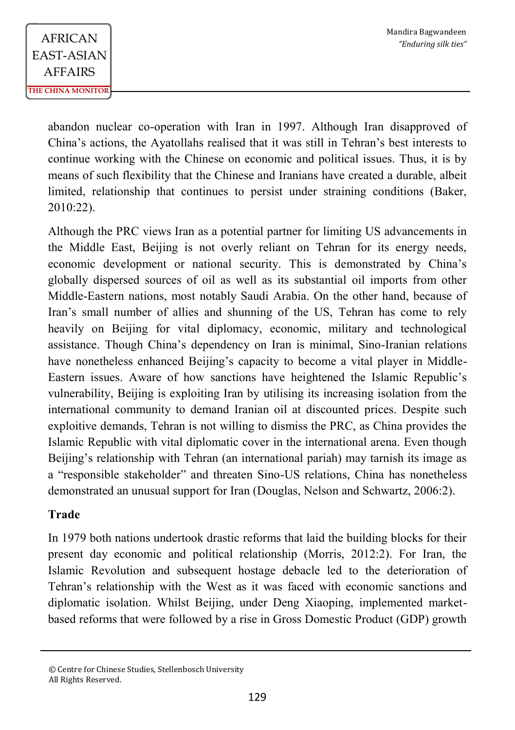abandon nuclear co-operation with Iran in 1997. Although Iran disapproved of China's actions, the Ayatollahs realised that it was still in Tehran's best interests to continue working with the Chinese on economic and political issues. Thus, it is by means of such flexibility that the Chinese and Iranians have created a durable, albeit limited, relationship that continues to persist under straining conditions (Baker, 2010:22).

Although the PRC views Iran as a potential partner for limiting US advancements in the Middle East, Beijing is not overly reliant on Tehran for its energy needs, economic development or national security. This is demonstrated by China's globally dispersed sources of oil as well as its substantial oil imports from other Middle-Eastern nations, most notably Saudi Arabia. On the other hand, because of Iran's small number of allies and shunning of the US, Tehran has come to rely heavily on Beijing for vital diplomacy, economic, military and technological assistance. Though China's dependency on Iran is minimal, Sino-Iranian relations have nonetheless enhanced Beijing's capacity to become a vital player in Middle-Eastern issues. Aware of how sanctions have heightened the Islamic Republic's vulnerability, Beijing is exploiting Iran by utilising its increasing isolation from the international community to demand Iranian oil at discounted prices. Despite such exploitive demands, Tehran is not willing to dismiss the PRC, as China provides the Islamic Republic with vital diplomatic cover in the international arena. Even though Beijing's relationship with Tehran (an international pariah) may tarnish its image as a "responsible stakeholder" and threaten Sino-US relations, China has nonetheless demonstrated an unusual support for Iran (Douglas, Nelson and Schwartz, 2006:2).

**Trade**

In 1979 both nations undertook drastic reforms that laid the building blocks for their present day economic and political relationship (Morris, 2012:2). For Iran, the Islamic Revolution and subsequent hostage debacle led to the deterioration of Tehran's relationship with the West as it was faced with economic sanctions and diplomatic isolation. Whilst Beijing, under Deng Xiaoping, implemented market-based reforms that were followed by a rise in Gross Domestic Product (GDP) growth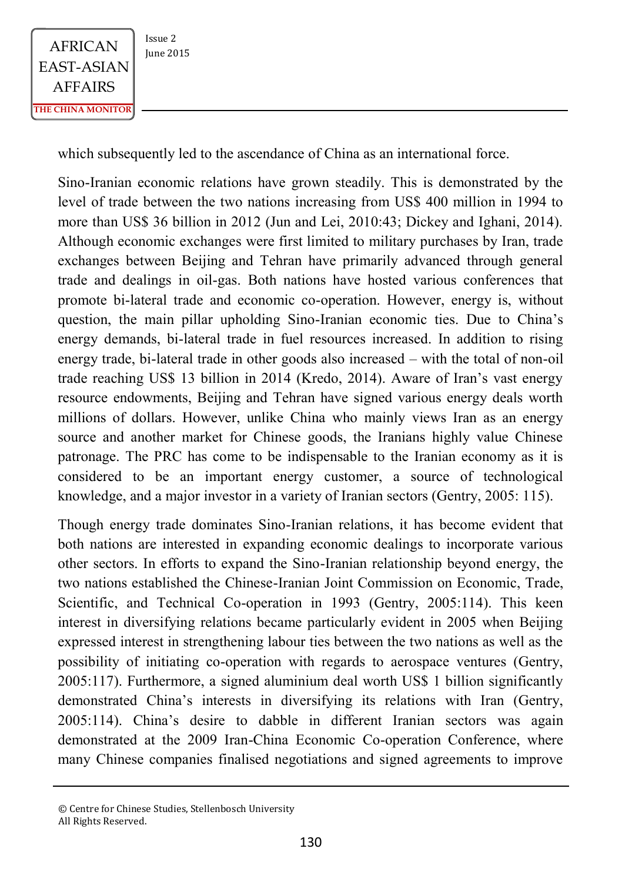which subsequently led to the ascendance of China as an international force.

Sino-Iranian economic relations have grown steadily. This is demonstrated by the level of trade between the two nations increasing from US$ 400 million in 1994 to more than US$ 36 billion in 2012 (Jun and Lei, 2010:43; Dickey and Ighani, 2014). Although economic exchanges were first limited to military purchases by Iran, trade exchanges between Beijing and Tehran have primarily advanced through general trade and dealings in oil-gas. Both nations have hosted various conferences that promote bi-lateral trade and economic co-operation. However, energy is, without question, the main pillar upholding Sino-Iranian economic ties. Due to China's energy demands, bi-lateral trade in fuel resources increased. In addition to rising energy trade, bi-lateral trade in other goods also increased – with the total of non-oil trade reaching US$ 13 billion in 2014 (Kredo, 2014). Aware of Iran's vast energy resource endowments, Beijing and Tehran have signed various energy deals worth millions of dollars. However, unlike China who mainly views Iran as an energy source and another market for Chinese goods, the Iranians highly value Chinese patronage. The PRC has come to be indispensable to the Iranian economy as it is considered to be an important energy customer, a source of technological knowledge, and a major investor in a variety of Iranian sectors (Gentry, 2005: 115).

Though energy trade dominates Sino-Iranian relations, it has become evident that both nations are interested in expanding economic dealings to incorporate various other sectors. In efforts to expand the Sino-Iranian relationship beyond energy, the two nations established the Chinese-Iranian Joint Commission on Economic, Trade, Scientific, and Technical Co-operation in 1993 (Gentry, 2005:114). This keen interest in diversifying relations became particularly evident in 2005 when Beijing expressed interest in strengthening labour ties between the two nations as well as the possibility of initiating co-operation with regards to aerospace ventures (Gentry, 2005:117). Furthermore, a signed aluminium deal worth US$ 1 billion significantly demonstrated China's interests in diversifying its relations with Iran (Gentry, 2005:114). China's desire to dabble in different Iranian sectors was again demonstrated at the 2009 Iran-China Economic Co-operation Conference, where many Chinese companies finalised negotiations and signed agreements to improve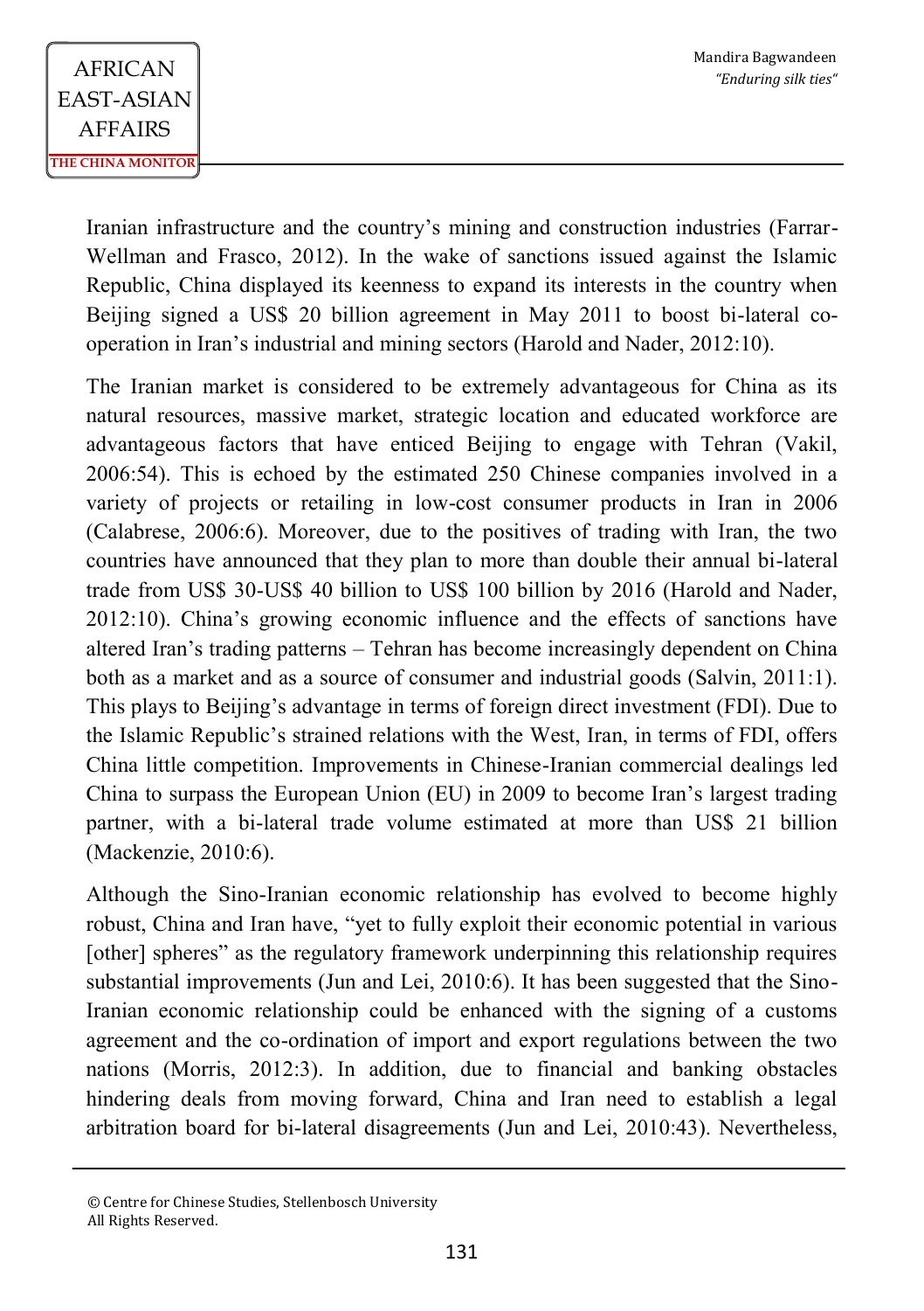Iranian infrastructure and the country's mining and construction industries (Farrar-Wellman and Frasco, 2012). In the wake of sanctions issued against the Islamic Republic, China displayed its keenness to expand its interests in the country when Beijing signed a US$ 20 billion agreement in May 2011 to boost bi-lateral co-operation in Iran's industrial and mining sectors (Harold and Nader, 2012:10).

The Iranian market is considered to be extremely advantageous for China as its natural resources, massive market, strategic location and educated workforce are advantageous factors that have enticed Beijing to engage with Tehran (Vakil, 2006:54). This is echoed by the estimated 250 Chinese companies involved in a variety of projects or retailing in low-cost consumer products in Iran in 2006 (Calabrese, 2006:6). Moreover, due to the positives of trading with Iran, the two countries have announced that they plan to more than double their annual bi-lateral trade from US$ 30-US$ 40 billion to US$ 100 billion by 2016 (Harold and Nader, 2012:10). China's growing economic influence and the effects of sanctions have altered Iran's trading patterns – Tehran has become increasingly dependent on China both as a market and as a source of consumer and industrial goods (Salvin, 2011:1). This plays to Beijing's advantage in terms of foreign direct investment (FDI). Due to the Islamic Republic's strained relations with the West, Iran, in terms of FDI, offers China little competition. Improvements in Chinese-Iranian commercial dealings led China to surpass the European Union (EU) in 2009 to become Iran's largest trading partner, with a bi-lateral trade volume estimated at more than US$ 21 billion (Mackenzie, 2010:6).

Although the Sino-Iranian economic relationship has evolved to become highly robust, China and Iran have, "yet to fully exploit their economic potential in various [other] spheres" as the regulatory framework underpinning this relationship requires substantial improvements (Jun and Lei, 2010:6). It has been suggested that the Sino-Iranian economic relationship could be enhanced with the signing of a customs agreement and the co-ordination of import and export regulations between the two nations (Morris, 2012:3). In addition, due to financial and banking obstacles hindering deals from moving forward, China and Iran need to establish a legal arbitration board for bi-lateral disagreements (Jun and Lei, 2010:43). Nevertheless,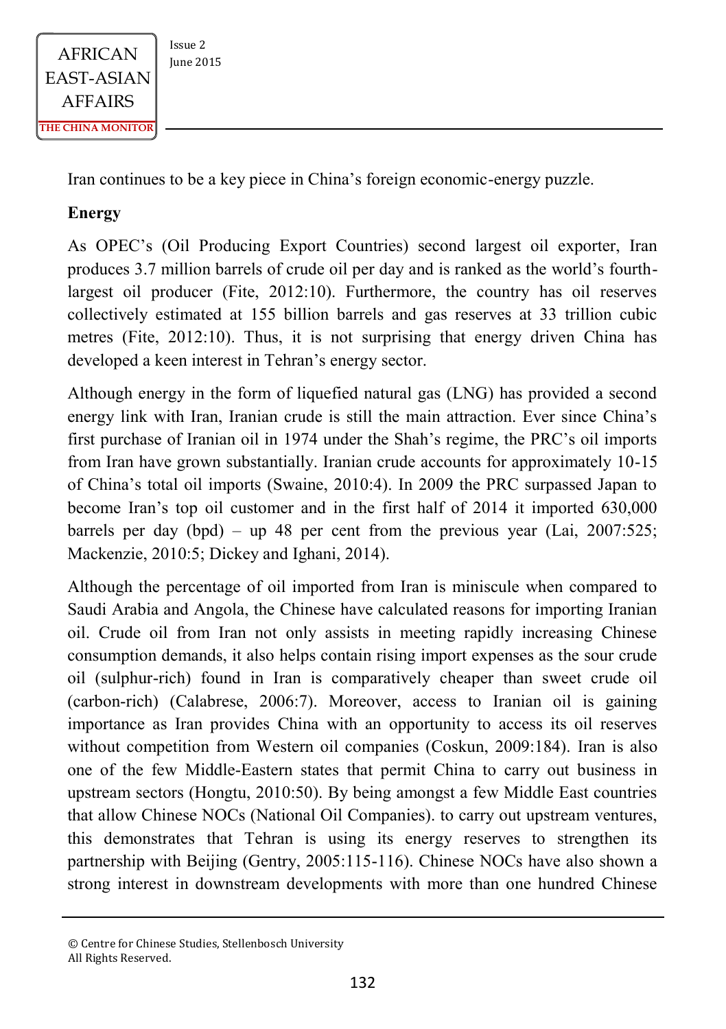Iran continues to be a key piece in China's foreign economic-energy puzzle.

**Energy**

As OPEC's (Oil Producing Export Countries) second largest oil exporter, Iran produces 3.7 million barrels of crude oil per day and is ranked as the world's fourth-largest oil producer (Fite, 2012:10). Furthermore, the country has oil reserves collectively estimated at 155 billion barrels and gas reserves at 33 trillion cubic metres (Fite, 2012:10). Thus, it is not surprising that energy driven China has developed a keen interest in Tehran's energy sector.

Although energy in the form of liquefied natural gas (LNG) has provided a second energy link with Iran, Iranian crude is still the main attraction. Ever since China's first purchase of Iranian oil in 1974 under the Shah's regime, the PRC's oil imports from Iran have grown substantially. Iranian crude accounts for approximately 10-15 of China's total oil imports (Swaine, 2010:4). In 2009 the PRC surpassed Japan to become Iran's top oil customer and in the first half of 2014 it imported 630,000 barrels per day (bpd) – up 48 per cent from the previous year (Lai, 2007:525; Mackenzie, 2010:5; Dickey and Ighani, 2014).

Although the percentage of oil imported from Iran is miniscule when compared to Saudi Arabia and Angola, the Chinese have calculated reasons for importing Iranian oil. Crude oil from Iran not only assists in meeting rapidly increasing Chinese consumption demands, it also helps contain rising import expenses as the sour crude oil (sulphur-rich) found in Iran is comparatively cheaper than sweet crude oil (carbon-rich) (Calabrese, 2006:7). Moreover, access to Iranian oil is gaining importance as Iran provides China with an opportunity to access its oil reserves without competition from Western oil companies (Coskun, 2009:184). Iran is also one of the few Middle-Eastern states that permit China to carry out business in upstream sectors (Hongtu, 2010:50). By being amongst a few Middle East countries that allow Chinese NOCs (National Oil Companies). to carry out upstream ventures, this demonstrates that Tehran is using its energy reserves to strengthen its partnership with Beijing (Gentry, 2005:115-116). Chinese NOCs have also shown a strong interest in downstream developments with more than one hundred Chinese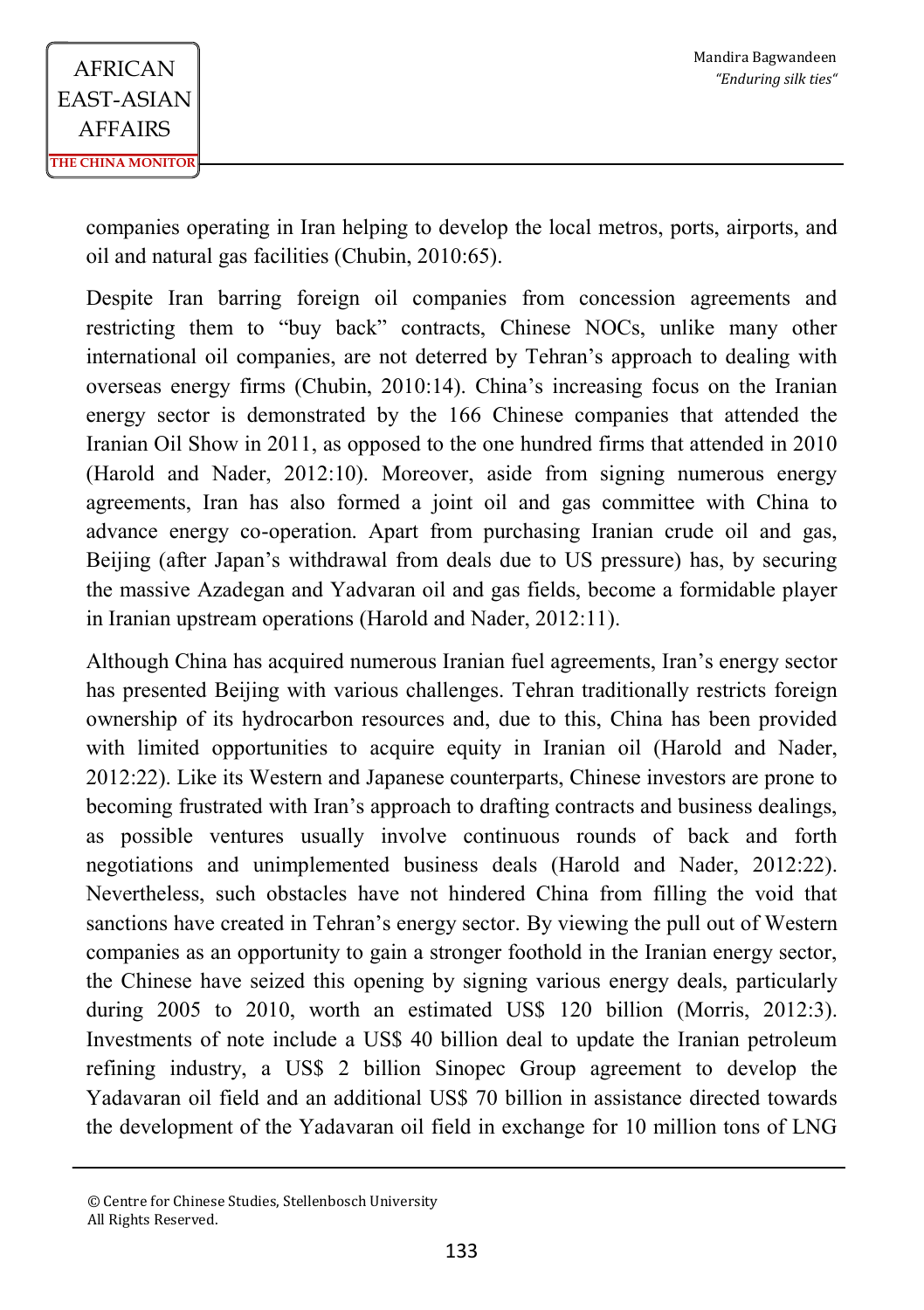companies operating in Iran helping to develop the local metros, ports, airports, and oil and natural gas facilities (Chubin, 2010:65).

Despite Iran barring foreign oil companies from concession agreements and restricting them to "buy back" contracts, Chinese NOCs, unlike many other international oil companies, are not deterred by Tehran's approach to dealing with overseas energy firms (Chubin, 2010:14). China's increasing focus on the Iranian energy sector is demonstrated by the 166 Chinese companies that attended the Iranian Oil Show in 2011, as opposed to the one hundred firms that attended in 2010 (Harold and Nader, 2012:10). Moreover, aside from signing numerous energy agreements, Iran has also formed a joint oil and gas committee with China to advance energy co-operation. Apart from purchasing Iranian crude oil and gas, Beijing (after Japan's withdrawal from deals due to US pressure) has, by securing the massive Azadegan and Yadvaran oil and gas fields, become a formidable player in Iranian upstream operations (Harold and Nader, 2012:11).

Although China has acquired numerous Iranian fuel agreements, Iran's energy sector has presented Beijing with various challenges. Tehran traditionally restricts foreign ownership of its hydrocarbon resources and, due to this, China has been provided with limited opportunities to acquire equity in Iranian oil (Harold and Nader, 2012:22). Like its Western and Japanese counterparts, Chinese investors are prone to becoming frustrated with Iran's approach to drafting contracts and business dealings, as possible ventures usually involve continuous rounds of back and forth negotiations and unimplemented business deals (Harold and Nader, 2012:22). Nevertheless, such obstacles have not hindered China from filling the void that sanctions have created in Tehran's energy sector. By viewing the pull out of Western companies as an opportunity to gain a stronger foothold in the Iranian energy sector, the Chinese have seized this opening by signing various energy deals, particularly during 2005 to 2010, worth an estimated US$ 120 billion (Morris, 2012:3). Investments of note include a US$ 40 billion deal to update the Iranian petroleum refining industry, a US$ 2 billion Sinopec Group agreement to develop the Yadavaran oil field and an additional US$ 70 billion in assistance directed towards the development of the Yadavaran oil field in exchange for 10 million tons of LNG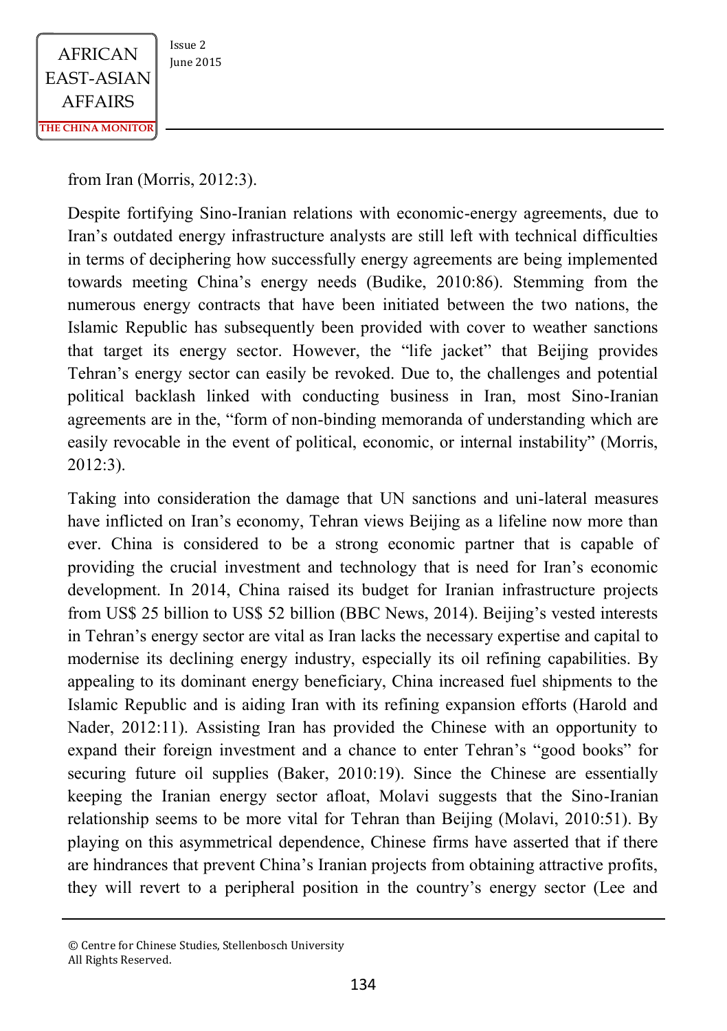from Iran (Morris, 2012:3).

Despite fortifying Sino-Iranian relations with economic-energy agreements, due to Iran's outdated energy infrastructure analysts are still left with technical difficulties in terms of deciphering how successfully energy agreements are being implemented towards meeting China's energy needs (Budike, 2010:86). Stemming from the numerous energy contracts that have been initiated between the two nations, the Islamic Republic has subsequently been provided with cover to weather sanctions that target its energy sector. However, the "life jacket" that Beijing provides Tehran's energy sector can easily be revoked. Due to, the challenges and potential political backlash linked with conducting business in Iran, most Sino-Iranian agreements are in the, "form of non-binding memoranda of understanding which are easily revocable in the event of political, economic, or internal instability" (Morris, 2012:3).

Taking into consideration the damage that UN sanctions and uni-lateral measures have inflicted on Iran's economy, Tehran views Beijing as a lifeline now more than ever. China is considered to be a strong economic partner that is capable of providing the crucial investment and technology that is need for Iran's economic development. In 2014, China raised its budget for Iranian infrastructure projects from US$ 25 billion to US$ 52 billion (BBC News, 2014). Beijing's vested interests in Tehran's energy sector are vital as Iran lacks the necessary expertise and capital to modernise its declining energy industry, especially its oil refining capabilities. By appealing to its dominant energy beneficiary, China increased fuel shipments to the Islamic Republic and is aiding Iran with its refining expansion efforts (Harold and Nader, 2012:11). Assisting Iran has provided the Chinese with an opportunity to expand their foreign investment and a chance to enter Tehran's "good books" for securing future oil supplies (Baker, 2010:19). Since the Chinese are essentially keeping the Iranian energy sector afloat, Molavi suggests that the Sino-Iranian relationship seems to be more vital for Tehran than Beijing (Molavi, 2010:51). By playing on this asymmetrical dependence, Chinese firms have asserted that if there are hindrances that prevent China's Iranian projects from obtaining attractive profits, they will revert to a peripheral position in the country's energy sector (Lee and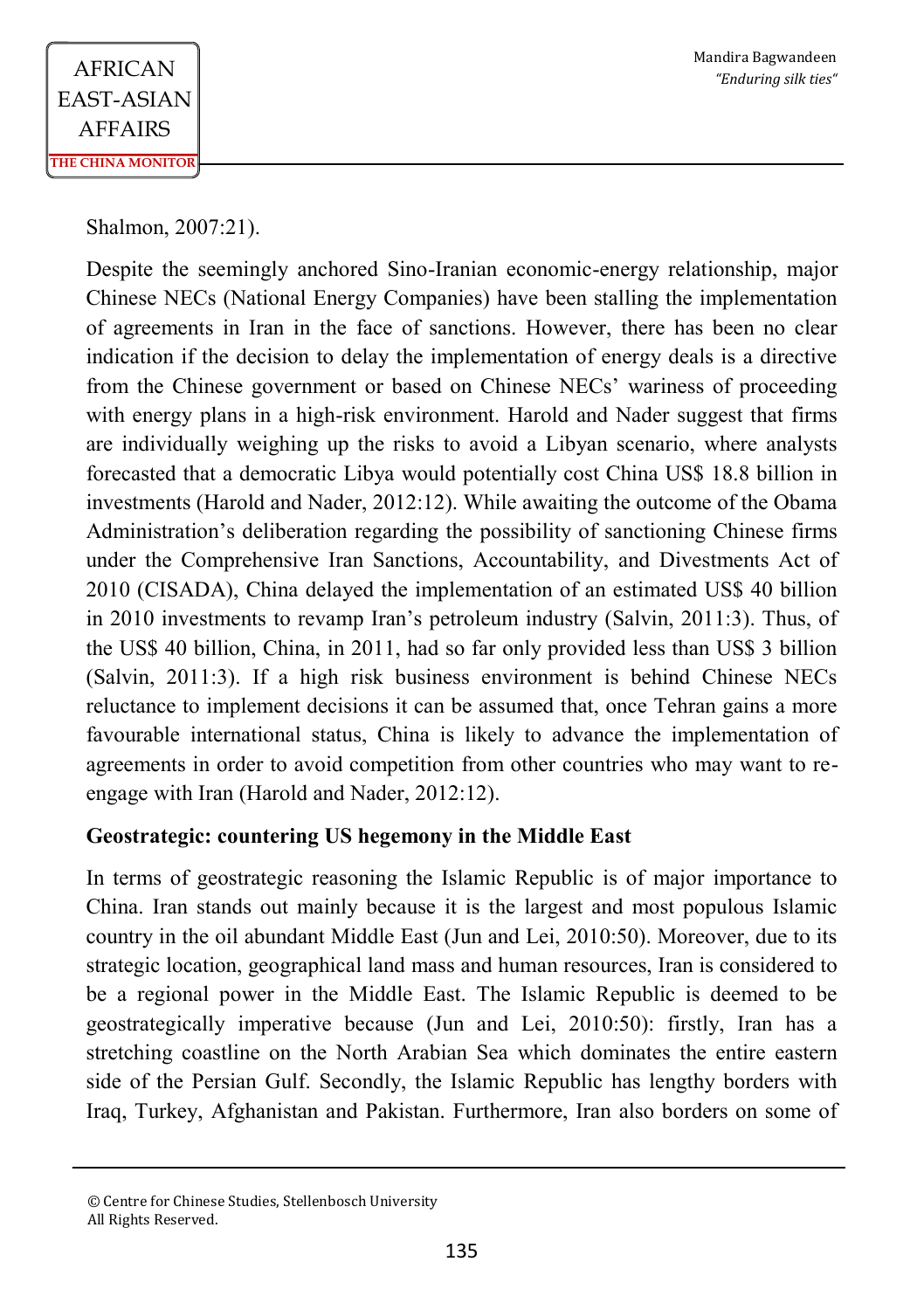Shalmon, 2007:21).

Despite the seemingly anchored Sino-Iranian economic-energy relationship, major Chinese NECs (National Energy Companies) have been stalling the implementation of agreements in Iran in the face of sanctions. However, there has been no clear indication if the decision to delay the implementation of energy deals is a directive from the Chinese government or based on Chinese NECs' wariness of proceeding with energy plans in a high-risk environment. Harold and Nader suggest that firms are individually weighing up the risks to avoid a Libyan scenario, where analysts forecasted that a democratic Libya would potentially cost China US$ 18.8 billion in investments (Harold and Nader, 2012:12). While awaiting the outcome of the Obama Administration's deliberation regarding the possibility of sanctioning Chinese firms under the Comprehensive Iran Sanctions, Accountability, and Divestments Act of 2010 (CISADA), China delayed the implementation of an estimated US$ 40 billion in 2010 investments to revamp Iran's petroleum industry (Salvin, 2011:3). Thus, of the US$ 40 billion, China, in 2011, had so far only provided less than US$ 3 billion (Salvin, 2011:3). If a high risk business environment is behind Chinese NECs reluctance to implement decisions it can be assumed that, once Tehran gains a more favourable international status, China is likely to advance the implementation of agreements in order to avoid competition from other countries who may want to re-engage with Iran (Harold and Nader, 2012:12).

**Geostrategic: countering US hegemony in the Middle East**

In terms of geostrategic reasoning the Islamic Republic is of major importance to China. Iran stands out mainly because it is the largest and most populous Islamic country in the oil abundant Middle East (Jun and Lei, 2010:50). Moreover, due to its strategic location, geographical land mass and human resources, Iran is considered to be a regional power in the Middle East. The Islamic Republic is deemed to be geostrategically imperative because (Jun and Lei, 2010:50): firstly, Iran has a stretching coastline on the North Arabian Sea which dominates the entire eastern side of the Persian Gulf. Secondly, the Islamic Republic has lengthy borders with Iraq, Turkey, Afghanistan and Pakistan. Furthermore, Iran also borders on some of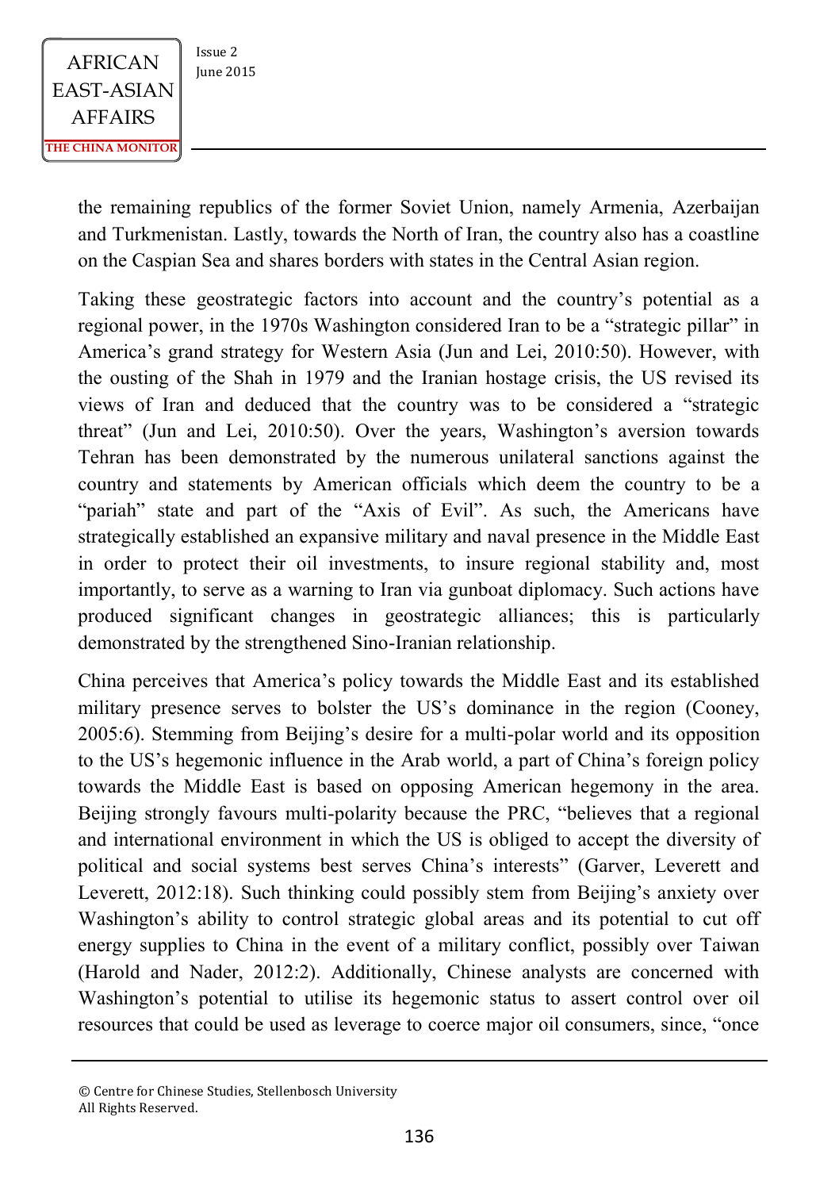the remaining republics of the former Soviet Union, namely Armenia, Azerbaijan and Turkmenistan. Lastly, towards the North of Iran, the country also has a coastline on the Caspian Sea and shares borders with states in the Central Asian region.

Taking these geostrategic factors into account and the country's potential as a regional power, in the 1970s Washington considered Iran to be a "strategic pillar" in America's grand strategy for Western Asia (Jun and Lei, 2010:50). However, with the ousting of the Shah in 1979 and the Iranian hostage crisis, the US revised its views of Iran and deduced that the country was to be considered a "strategic threat" (Jun and Lei, 2010:50). Over the years, Washington's aversion towards Tehran has been demonstrated by the numerous unilateral sanctions against the country and statements by American officials which deem the country to be a "pariah" state and part of the "Axis of Evil". As such, the Americans have strategically established an expansive military and naval presence in the Middle East in order to protect their oil investments, to insure regional stability and, most importantly, to serve as a warning to Iran via gunboat diplomacy. Such actions have produced significant changes in geostrategic alliances; this is particularly demonstrated by the strengthened Sino-Iranian relationship.

China perceives that America's policy towards the Middle East and its established military presence serves to bolster the US's dominance in the region (Cooney, 2005:6). Stemming from Beijing's desire for a multi-polar world and its opposition to the US's hegemonic influence in the Arab world, a part of China's foreign policy towards the Middle East is based on opposing American hegemony in the area. Beijing strongly favours multi-polarity because the PRC, "believes that a regional and international environment in which the US is obliged to accept the diversity of political and social systems best serves China's interests" (Garver, Leverett and Leverett, 2012:18). Such thinking could possibly stem from Beijing's anxiety over Washington's ability to control strategic global areas and its potential to cut off energy supplies to China in the event of a military conflict, possibly over Taiwan (Harold and Nader, 2012:2). Additionally, Chinese analysts are concerned with Washington's potential to utilise its hegemonic status to assert control over oil resources that could be used as leverage to coerce major oil consumers, since, "once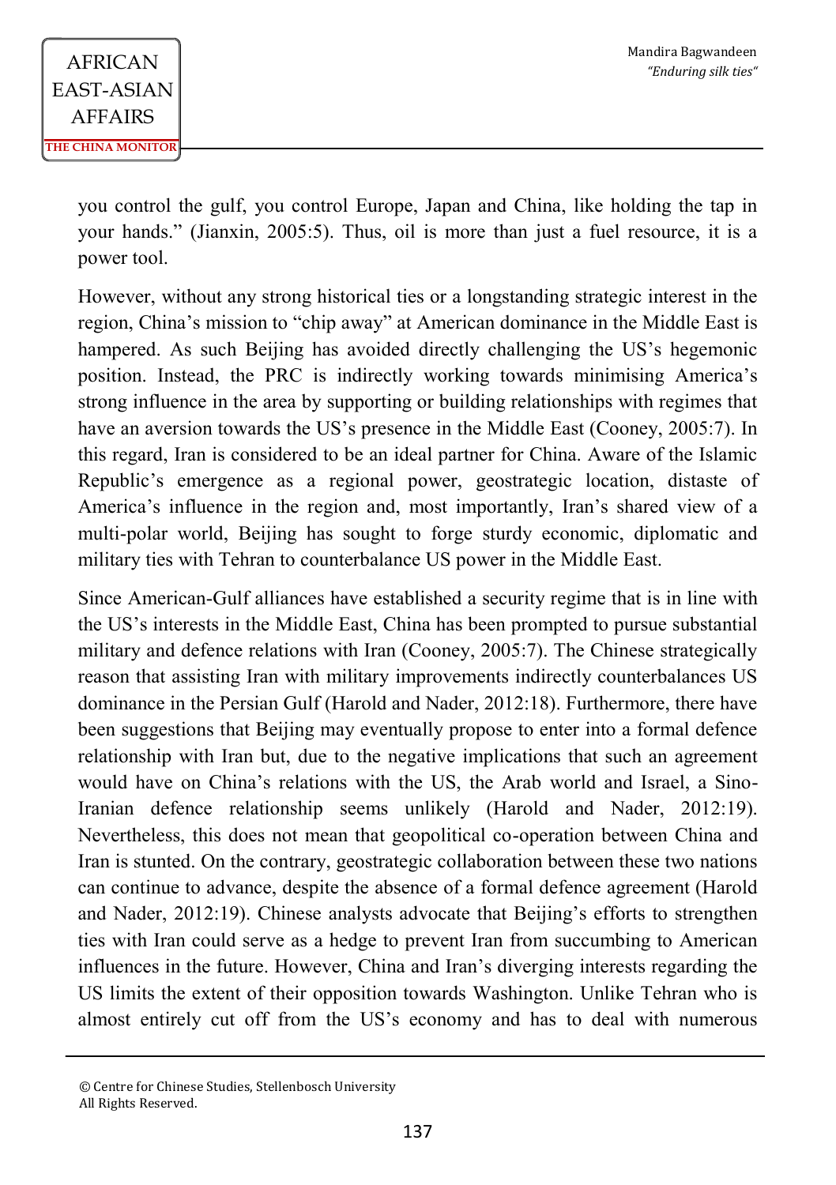you control the gulf, you control Europe, Japan and China, like holding the tap in your hands." (Jianxin, 2005:5). Thus, oil is more than just a fuel resource, it is a power tool.

However, without any strong historical ties or a longstanding strategic interest in the region, China's mission to "chip away" at American dominance in the Middle East is hampered. As such Beijing has avoided directly challenging the US's hegemonic position. Instead, the PRC is indirectly working towards minimising America's strong influence in the area by supporting or building relationships with regimes that have an aversion towards the US's presence in the Middle East (Cooney, 2005:7). In this regard, Iran is considered to be an ideal partner for China. Aware of the Islamic Republic's emergence as a regional power, geostrategic location, distaste of America's influence in the region and, most importantly, Iran's shared view of a multi-polar world, Beijing has sought to forge sturdy economic, diplomatic and military ties with Tehran to counterbalance US power in the Middle East.

Since American-Gulf alliances have established a security regime that is in line with the US's interests in the Middle East, China has been prompted to pursue substantial military and defence relations with Iran (Cooney, 2005:7). The Chinese strategically reason that assisting Iran with military improvements indirectly counterbalances US dominance in the Persian Gulf (Harold and Nader, 2012:18). Furthermore, there have been suggestions that Beijing may eventually propose to enter into a formal defence relationship with Iran but, due to the negative implications that such an agreement would have on China's relations with the US, the Arab world and Israel, a Sino-Iranian defence relationship seems unlikely (Harold and Nader, 2012:19). Nevertheless, this does not mean that geopolitical co-operation between China and Iran is stunted. On the contrary, geostrategic collaboration between these two nations can continue to advance, despite the absence of a formal defence agreement (Harold and Nader, 2012:19). Chinese analysts advocate that Beijing's efforts to strengthen ties with Iran could serve as a hedge to prevent Iran from succumbing to American influences in the future. However, China and Iran's diverging interests regarding the US limits the extent of their opposition towards Washington. Unlike Tehran who is almost entirely cut off from the US's economy and has to deal with numerous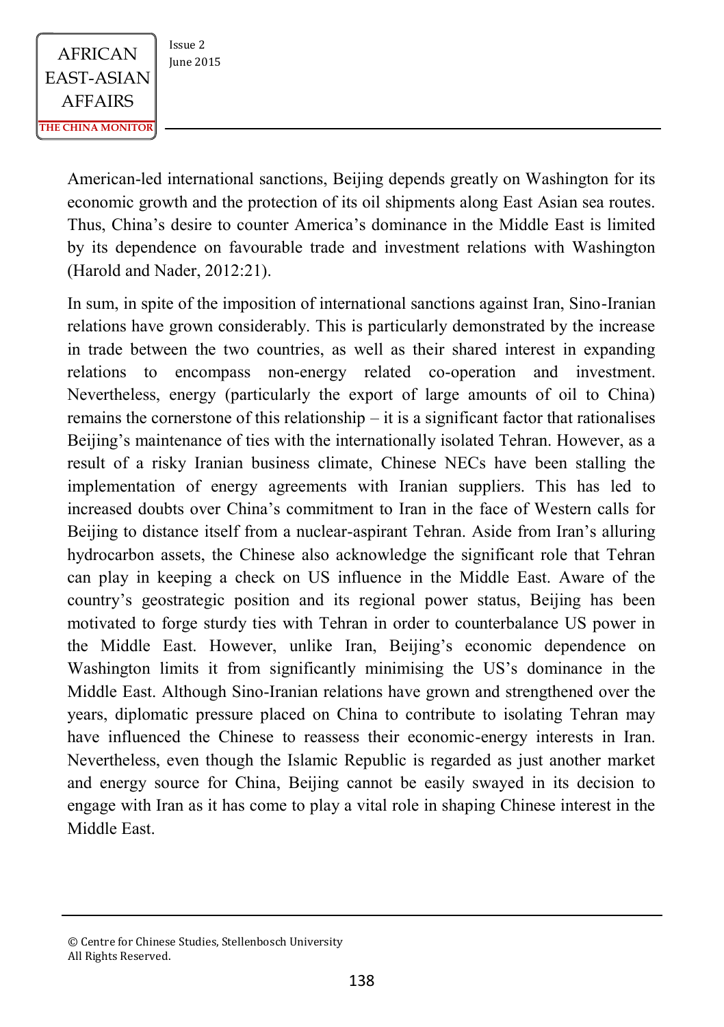American-led international sanctions, Beijing depends greatly on Washington for its economic growth and the protection of its oil shipments along East Asian sea routes. Thus, China's desire to counter America's dominance in the Middle East is limited by its dependence on favourable trade and investment relations with Washington (Harold and Nader, 2012:21).

In sum, in spite of the imposition of international sanctions against Iran, Sino-Iranian relations have grown considerably. This is particularly demonstrated by the increase in trade between the two countries, as well as their shared interest in expanding relations to encompass non-energy related co-operation and investment. Nevertheless, energy (particularly the export of large amounts of oil to China) remains the cornerstone of this relationship – it is a significant factor that rationalises Beijing's maintenance of ties with the internationally isolated Tehran. However, as a result of a risky Iranian business climate, Chinese NECs have been stalling the implementation of energy agreements with Iranian suppliers. This has led to increased doubts over China's commitment to Iran in the face of Western calls for Beijing to distance itself from a nuclear-aspirant Tehran. Aside from Iran's alluring hydrocarbon assets, the Chinese also acknowledge the significant role that Tehran can play in keeping a check on US influence in the Middle East. Aware of the country's geostrategic position and its regional power status, Beijing has been motivated to forge sturdy ties with Tehran in order to counterbalance US power in the Middle East. However, unlike Iran, Beijing's economic dependence on Washington limits it from significantly minimising the US's dominance in the Middle East. Although Sino-Iranian relations have grown and strengthened over the years, diplomatic pressure placed on China to contribute to isolating Tehran may have influenced the Chinese to reassess their economic-energy interests in Iran. Nevertheless, even though the Islamic Republic is regarded as just another market and energy source for China, Beijing cannot be easily swayed in its decision to engage with Iran as it has come to play a vital role in shaping Chinese interest in the Middle East.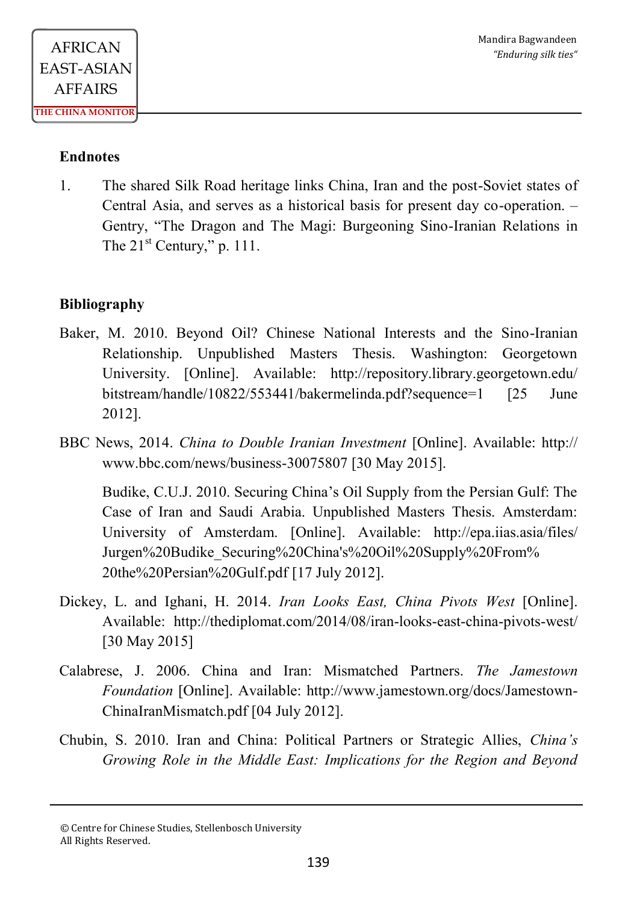## Endnotes

1. The shared Silk Road heritage links China, Iran and the post-Soviet states of Central Asia, and serves as a historical basis for present day co-operation. – Gentry, "The Dragon and The Magi: Burgeoning Sino-Iranian Relations in The 21st Century," p. 111.

## Bibliography

Baker, M. 2010. Beyond Oil? Chinese National Interests and the Sino-Iranian Relationship. Unpublished Masters Thesis. Washington: Georgetown University. [Online]. Available: http://repository.library.georgetown.edu/bitstream/handle/10822/553441/bakermelinda.pdf?sequence=1 [25 June 2012].

BBC News, 2014. *China to Double Iranian Investment* [Online]. Available: http://www.bbc.com/news/business-30075807 [30 May 2015].

Budike, C.U.J. 2010. Securing China's Oil Supply from the Persian Gulf: The Case of Iran and Saudi Arabia. Unpublished Masters Thesis. Amsterdam: University of Amsterdam. [Online]. Available: http://epa.iias.asia/files/Jurgen%20Budike_Securing%20China's%20Oil%20Supply%20From%20the%20Persian%20Gulf.pdf [17 July 2012].

Dickey, L. and Ighani, H. 2014. *Iran Looks East, China Pivots West* [Online]. Available: http://thediplomat.com/2014/08/iran-looks-east-china-pivots-west/ [30 May 2015]

Calabrese, J. 2006. China and Iran: Mismatched Partners. *The Jamestown Foundation* [Online]. Available: http://www.jamestown.org/docs/Jamestown-ChinaIranMismatch.pdf [04 July 2012].

Chubin, S. 2010. Iran and China: Political Partners or Strategic Allies, *China's Growing Role in the Middle East: Implications for the Region and Beyond*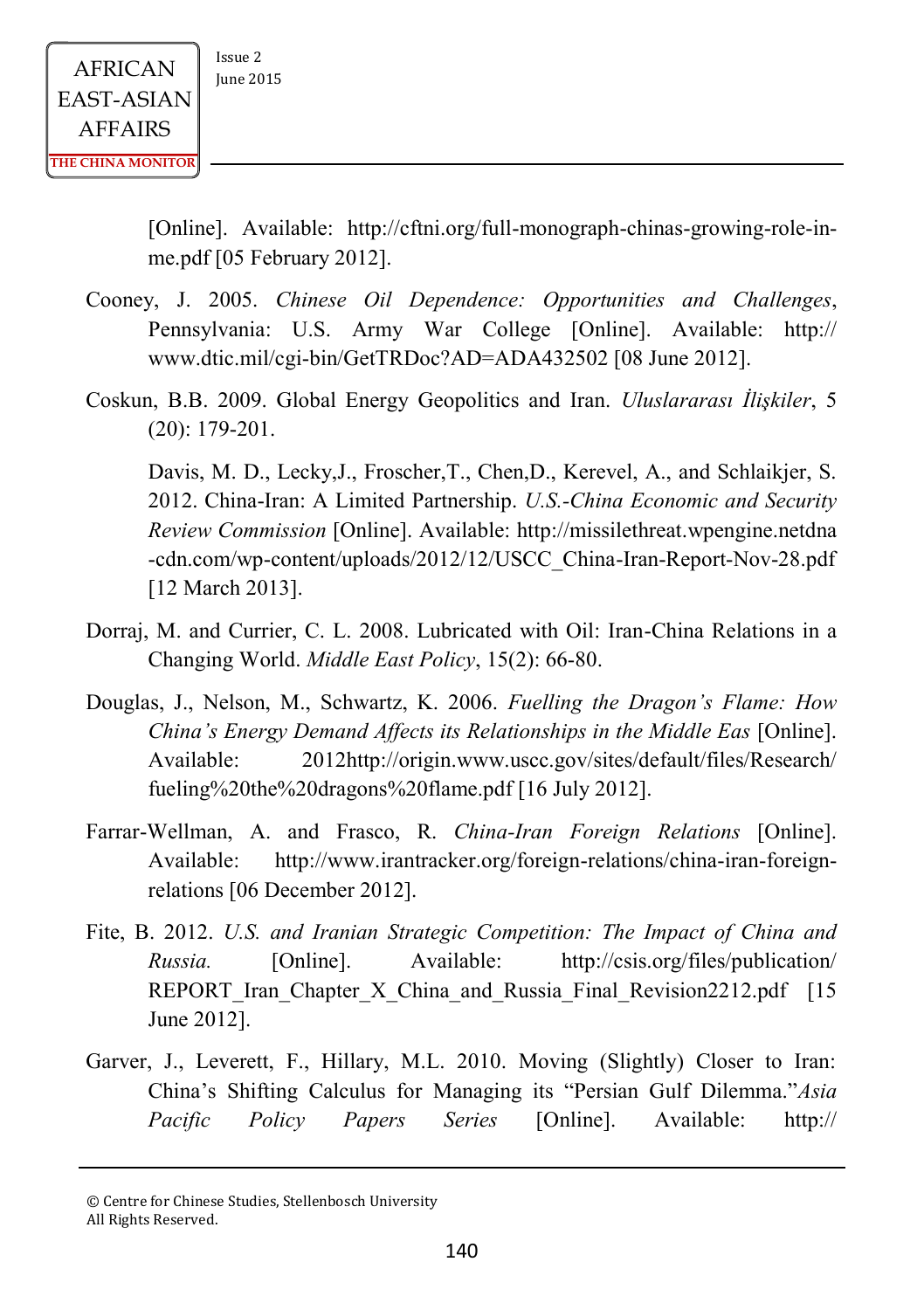[Online]. Available: http://cftni.org/full-monograph-chinas-growing-role-in-me.pdf [05 February 2012].

Cooney, J. 2005. *Chinese Oil Dependence: Opportunities and Challenges*, Pennsylvania: U.S. Army War College [Online]. Available: http:// www.dtic.mil/cgi-bin/GetTRDoc?AD=ADA432502 [08 June 2012].

Coskun, B.B. 2009. Global Energy Geopolitics and Iran. *Uluslararası İlişkiler*, 5 (20): 179-201.

Davis, M. D., Lecky,J., Froscher,T., Chen,D., Kerevel, A., and Schlaikjer, S. 2012. China-Iran: A Limited Partnership. *U.S.-China Economic and Security Review Commission* [Online]. Available: http://missilethreat.wpengine.netdna -cdn.com/wp-content/uploads/2012/12/USCC_China-Iran-Report-Nov-28.pdf [12 March 2013].

Dorraj, M. and Currier, C. L. 2008. Lubricated with Oil: Iran-China Relations in a Changing World. *Middle East Policy*, 15(2): 66-80.

Douglas, J., Nelson, M., Schwartz, K. 2006. *Fuelling the Dragon's Flame: How China's Energy Demand Affects its Relationships in the Middle Eas* [Online]. Available: 2012http://origin.www.uscc.gov/sites/default/files/Research/ fueling%20the%20dragons%20flame.pdf [16 July 2012].

Farrar-Wellman, A. and Frasco, R. *China-Iran Foreign Relations* [Online]. Available: http://www.irantracker.org/foreign-relations/china-iran-foreign-relations [06 December 2012].

Fite, B. 2012. *U.S. and Iranian Strategic Competition: The Impact of China and Russia.* [Online]. Available: http://csis.org/files/publication/ REPORT_Iran_Chapter_X_China_and_Russia_Final_Revision2212.pdf [15 June 2012].

Garver, J., Leverett, F., Hillary, M.L. 2010. Moving (Slightly) Closer to Iran: China's Shifting Calculus for Managing its "Persian Gulf Dilemma."*Asia Pacific Policy Papers Series* [Online]. Available: http://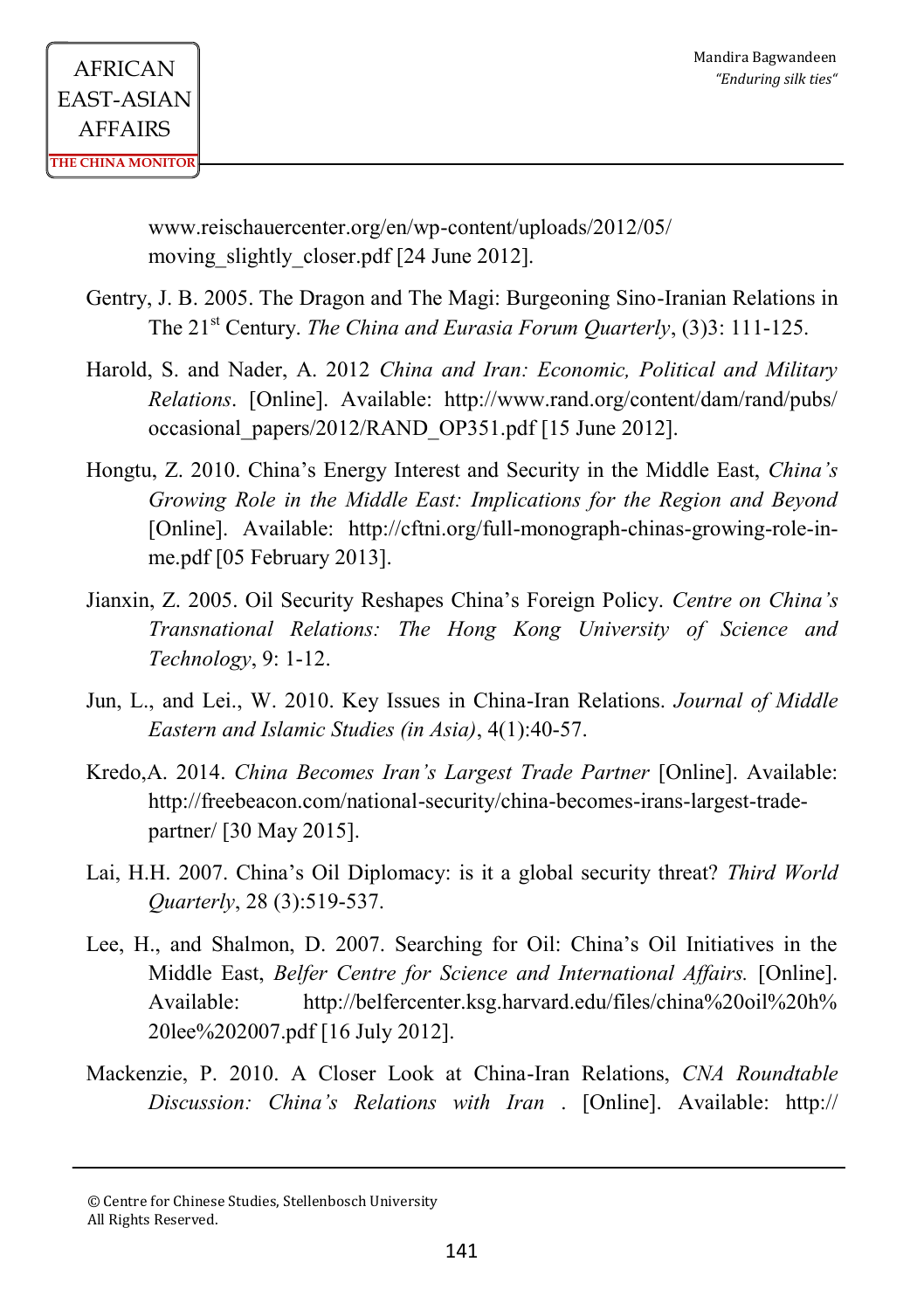www.reischauercenter.org/en/wp-content/uploads/2012/05/ moving_slightly_closer.pdf [24 June 2012].

Gentry, J. B. 2005. The Dragon and The Magi: Burgeoning Sino-Iranian Relations in The 21st Century. *The China and Eurasia Forum Quarterly*, (3)3: 111-125.

Harold, S. and Nader, A. 2012 *China and Iran: Economic, Political and Military Relations*. [Online]. Available: http://www.rand.org/content/dam/rand/pubs/ occasional_papers/2012/RAND_OP351.pdf [15 June 2012].

Hongtu, Z. 2010. China's Energy Interest and Security in the Middle East, *China's Growing Role in the Middle East: Implications for the Region and Beyond* [Online]. Available: http://cftni.org/full-monograph-chinas-growing-role-in-me.pdf [05 February 2013].

Jianxin, Z. 2005. Oil Security Reshapes China's Foreign Policy. *Centre on China's Transnational Relations: The Hong Kong University of Science and Technology*, 9: 1-12.

Jun, L., and Lei., W. 2010. Key Issues in China-Iran Relations. *Journal of Middle Eastern and Islamic Studies (in Asia)*, 4(1):40-57.

Kredo,A. 2014. *China Becomes Iran's Largest Trade Partner* [Online]. Available: http://freebeacon.com/national-security/china-becomes-irans-largest-trade-partner/ [30 May 2015].

Lai, H.H. 2007. China's Oil Diplomacy: is it a global security threat? *Third World Quarterly*, 28 (3):519-537.

Lee, H., and Shalmon, D. 2007. Searching for Oil: China's Oil Initiatives in the Middle East, *Belfer Centre for Science and International Affairs.* [Online]. Available: http://belfercenter.ksg.harvard.edu/files/china%20oil%20h%20lee%202007.pdf [16 July 2012].

Mackenzie, P. 2010. A Closer Look at China-Iran Relations, *CNA Roundtable Discussion: China's Relations with Iran* . [Online]. Available: http://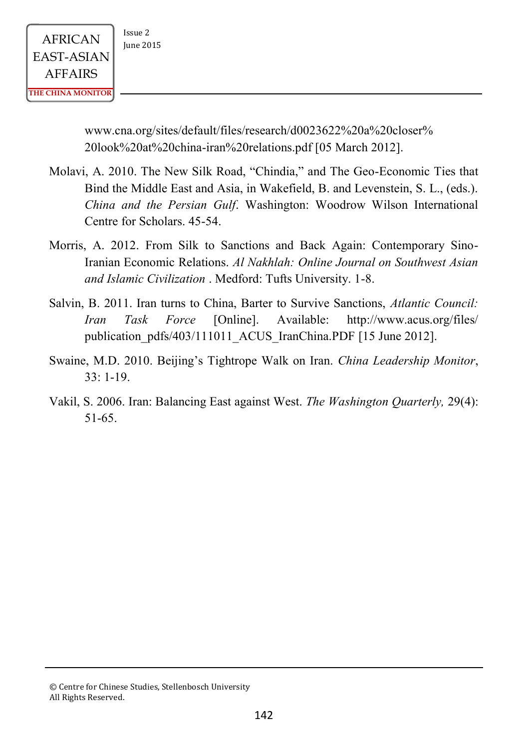www.cna.org/sites/default/files/research/d0023622%20a%20closer%20look%20at%20china-iran%20relations.pdf [05 March 2012].

Molavi, A. 2010. The New Silk Road, "Chindia," and The Geo-Economic Ties that Bind the Middle East and Asia, in Wakefield, B. and Levenstein, S. L., (eds.). *China and the Persian Gulf*. Washington: Woodrow Wilson International Centre for Scholars. 45-54.

Morris, A. 2012. From Silk to Sanctions and Back Again: Contemporary Sino-Iranian Economic Relations. *Al Nakhlah: Online Journal on Southwest Asian and Islamic Civilization* . Medford: Tufts University. 1-8.

Salvin, B. 2011. Iran turns to China, Barter to Survive Sanctions, *Atlantic Council: Iran Task Force* [Online]. Available: http://www.acus.org/files/publication_pdfs/403/111011_ACUS_IranChina.PDF [15 June 2012].

Swaine, M.D. 2010. Beijing's Tightrope Walk on Iran. *China Leadership Monitor*, 33: 1-19.

Vakil, S. 2006. Iran: Balancing East against West. *The Washington Quarterly,* 29(4): 51-65.

© Centre for Chinese Studies, Stellenbosch University
All Rights Reserved.